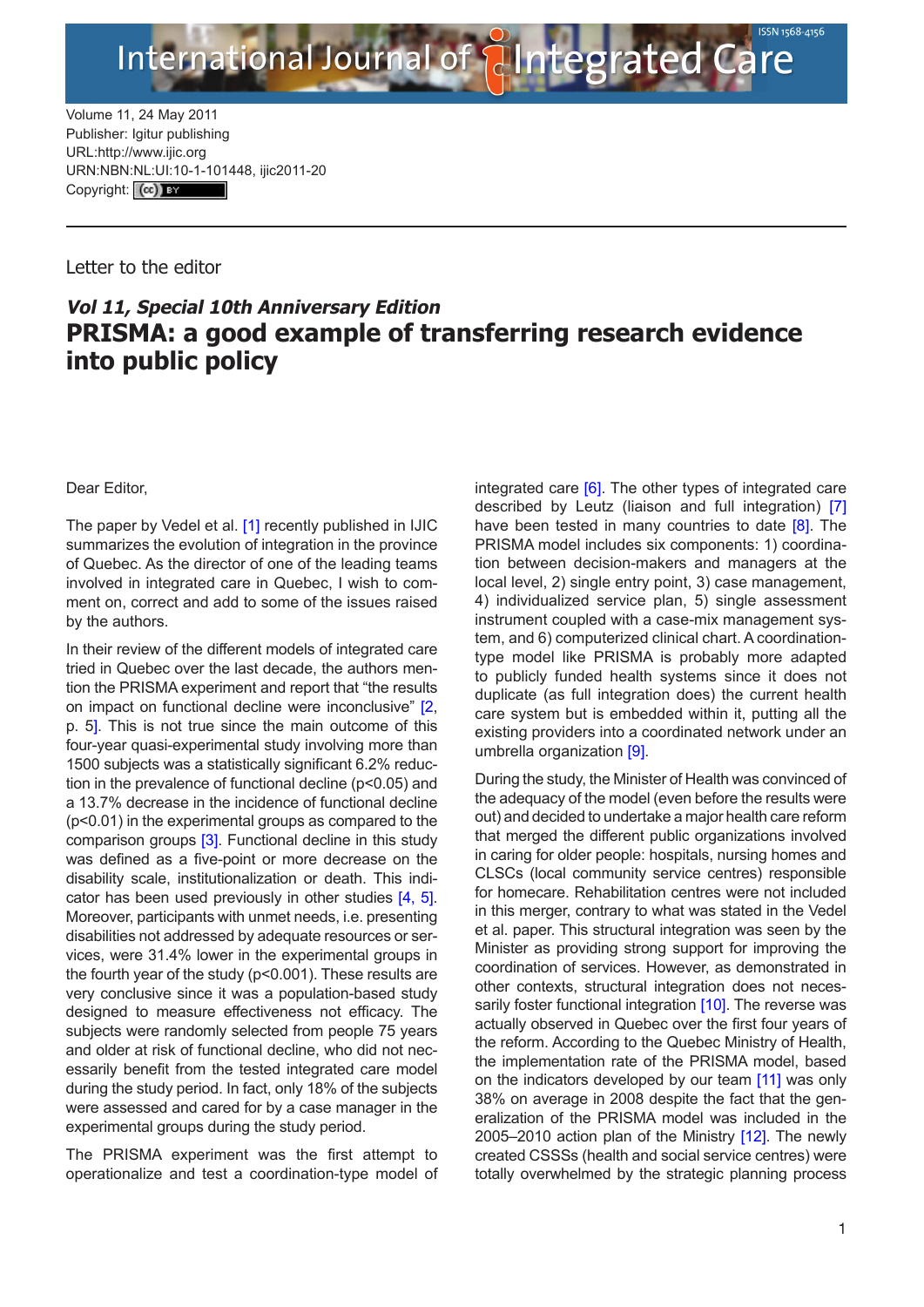Volume 11, 24 May 2011
Publisher: Igitur publishing
URL:http://www.ijic.org
URN:NBN:NL:UI:10-1-101448, ijic2011-20
Copyright: (cc) BY

Letter to the editor

*Vol 11, Special 10th Anniversary Edition*

# PRISMA: a good example of transferring research evidence into public policy

Dear Editor,

The paper by Vedel et al. [1] recently published in IJIC summarizes the evolution of integration in the province of Quebec. As the director of one of the leading teams involved in integrated care in Quebec, I wish to comment on, correct and add to some of the issues raised by the authors.

In their review of the different models of integrated care tried in Quebec over the last decade, the authors mention the PRISMA experiment and report that "the results on impact on functional decline were inconclusive" [2, p. 5]. This is not true since the main outcome of this four-year quasi-experimental study involving more than 1500 subjects was a statistically significant 6.2% reduction in the prevalence of functional decline ($p<0.05$) and a 13.7% decrease in the incidence of functional decline ($p<0.01$) in the experimental groups as compared to the comparison groups [3]. Functional decline in this study was defined as a five-point or more decrease on the disability scale, institutionalization or death. This indicator has been used previously in other studies [4, 5]. Moreover, participants with unmet needs, i.e. presenting disabilities not addressed by adequate resources or services, were 31.4% lower in the experimental groups in the fourth year of the study ($p<0.001$). These results are very conclusive since it was a population-based study designed to measure effectiveness not efficacy. The subjects were randomly selected from people 75 years and older at risk of functional decline, who did not necessarily benefit from the tested integrated care model during the study period. In fact, only 18% of the subjects were assessed and cared for by a case manager in the experimental groups during the study period.

The PRISMA experiment was the first attempt to operationalize and test a coordination-type model of integrated care [6]. The other types of integrated care described by Leutz (liaison and full integration) [7] have been tested in many countries to date [8]. The PRISMA model includes six components: 1) coordination between decision-makers and managers at the local level, 2) single entry point, 3) case management, 4) individualized service plan, 5) single assessment instrument coupled with a case-mix management system, and 6) computerized clinical chart. A coordination-type model like PRISMA is probably more adapted to publicly funded health systems since it does not duplicate (as full integration does) the current health care system but is embedded within it, putting all the existing providers into a coordinated network under an umbrella organization [9].

During the study, the Minister of Health was convinced of the adequacy of the model (even before the results were out) and decided to undertake a major health care reform that merged the different public organizations involved in caring for older people: hospitals, nursing homes and CLSCs (local community service centres) responsible for homecare. Rehabilitation centres were not included in this merger, contrary to what was stated in the Vedel et al. paper. This structural integration was seen by the Minister as providing strong support for improving the coordination of services. However, as demonstrated in other contexts, structural integration does not necessarily foster functional integration [10]. The reverse was actually observed in Quebec over the first four years of the reform. According to the Quebec Ministry of Health, the implementation rate of the PRISMA model, based on the indicators developed by our team [11] was only 38% on average in 2008 despite the fact that the generalization of the PRISMA model was included in the 2005–2010 action plan of the Ministry [12]. The newly created CSSSs (health and social service centres) were totally overwhelmed by the strategic planning process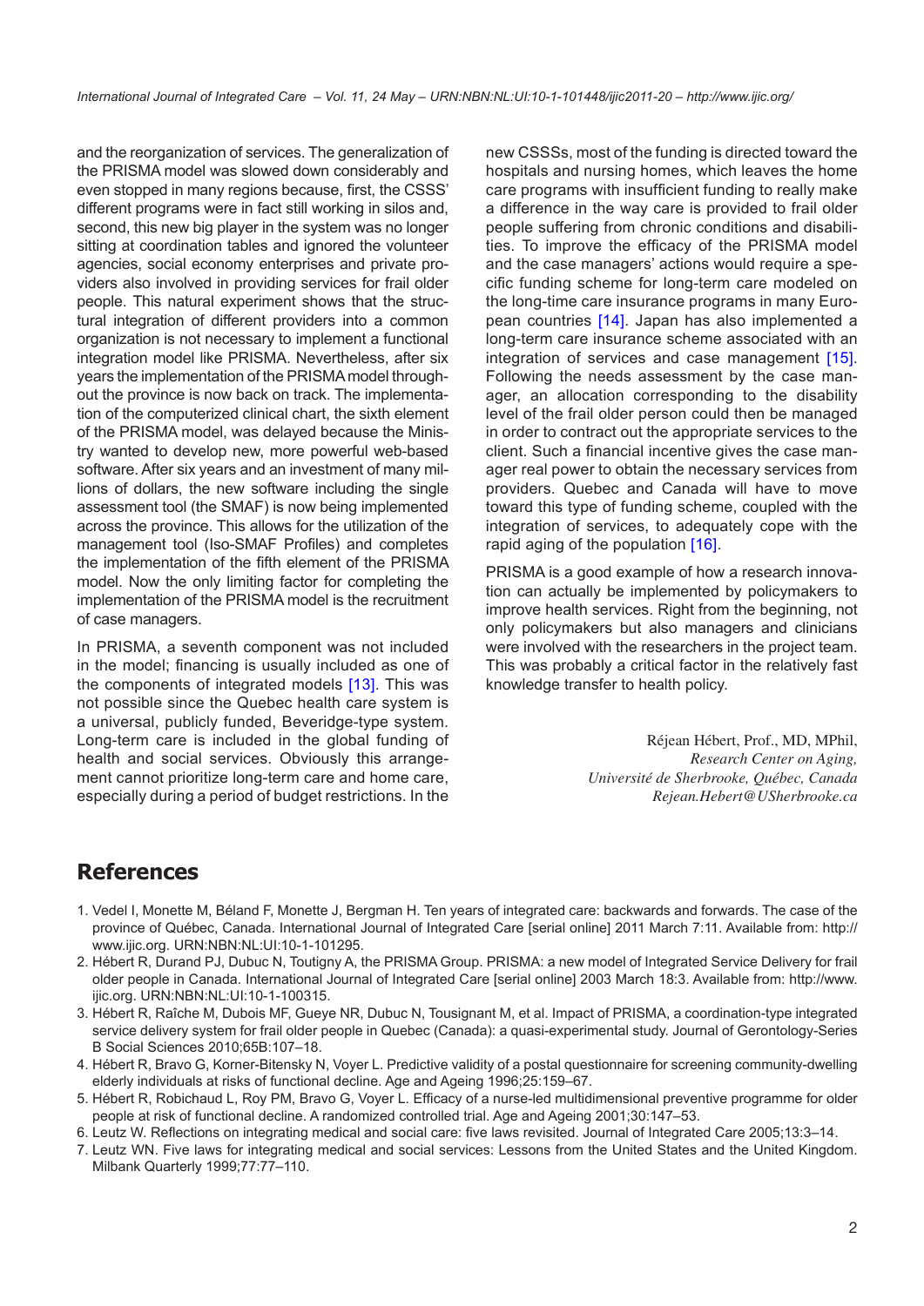and the reorganization of services. The generalization of the PRISMA model was slowed down considerably and even stopped in many regions because, first, the CSSS' different programs were in fact still working in silos and, second, this new big player in the system was no longer sitting at coordination tables and ignored the volunteer agencies, social economy enterprises and private providers also involved in providing services for frail older people. This natural experiment shows that the structural integration of different providers into a common organization is not necessary to implement a functional integration model like PRISMA. Nevertheless, after six years the implementation of the PRISMA model throughout the province is now back on track. The implementation of the computerized clinical chart, the sixth element of the PRISMA model, was delayed because the Ministry wanted to develop new, more powerful web-based software. After six years and an investment of many millions of dollars, the new software including the single assessment tool (the SMAF) is now being implemented across the province. This allows for the utilization of the management tool (Iso-SMAF Profiles) and completes the implementation of the fifth element of the PRISMA model. Now the only limiting factor for completing the implementation of the PRISMA model is the recruitment of case managers.

In PRISMA, a seventh component was not included in the model; financing is usually included as one of the components of integrated models [13]. This was not possible since the Quebec health care system is a universal, publicly funded, Beveridge-type system. Long-term care is included in the global funding of health and social services. Obviously this arrangement cannot prioritize long-term care and home care, especially during a period of budget restrictions. In the new CSSSs, most of the funding is directed toward the hospitals and nursing homes, which leaves the home care programs with insufficient funding to really make a difference in the way care is provided to frail older people suffering from chronic conditions and disabilities. To improve the efficacy of the PRISMA model and the case managers' actions would require a specific funding scheme for long-term care modeled on the long-time care insurance programs in many European countries [14]. Japan has also implemented a long-term care insurance scheme associated with an integration of services and case management [15]. Following the needs assessment by the case manager, an allocation corresponding to the disability level of the frail older person could then be managed in order to contract out the appropriate services to the client. Such a financial incentive gives the case manager real power to obtain the necessary services from providers. Quebec and Canada will have to move toward this type of funding scheme, coupled with the integration of services, to adequately cope with the rapid aging of the population [16].

PRISMA is a good example of how a research innovation can actually be implemented by policymakers to improve health services. Right from the beginning, not only policymakers but also managers and clinicians were involved with the researchers in the project team. This was probably a critical factor in the relatively fast knowledge transfer to health policy.

Réjean Hébert, Prof., MD, MPhil,
*Research Center on Aging,*
*Université de Sherbrooke, Québec, Canada*
*Rejean.Hebert@USherbrooke.ca*

## References

1. Vedel I, Monette M, Béland F, Monette J, Bergman H. Ten years of integrated care: backwards and forwards. The case of the province of Québec, Canada. International Journal of Integrated Care [serial online] 2011 March 7:11. Available from: http://www.ijic.org. URN:NBN:NL:UI:10-1-101295.
2. Hébert R, Durand PJ, Dubuc N, Toutigny A, the PRISMA Group. PRISMA: a new model of Integrated Service Delivery for frail older people in Canada. International Journal of Integrated Care [serial online] 2003 March 18:3. Available from: http://www.ijic.org. URN:NBN:NL:UI:10-1-100315.
3. Hébert R, Raîche M, Dubois MF, Gueye NR, Dubuc N, Tousignant M, et al. Impact of PRISMA, a coordination-type integrated service delivery system for frail older people in Quebec (Canada): a quasi-experimental study. Journal of Gerontology-Series B Social Sciences 2010;65B:107–18.
4. Hébert R, Bravo G, Korner-Bitensky N, Voyer L. Predictive validity of a postal questionnaire for screening community-dwelling elderly individuals at risks of functional decline. Age and Ageing 1996;25:159–67.
5. Hébert R, Robichaud L, Roy PM, Bravo G, Voyer L. Efficacy of a nurse-led multidimensional preventive programme for older people at risk of functional decline. A randomized controlled trial. Age and Ageing 2001;30:147–53.
6. Leutz W. Reflections on integrating medical and social care: five laws revisited. Journal of Integrated Care 2005;13:3–14.
7. Leutz WN. Five laws for integrating medical and social services: Lessons from the United States and the United Kingdom. Milbank Quarterly 1999;77:77–110.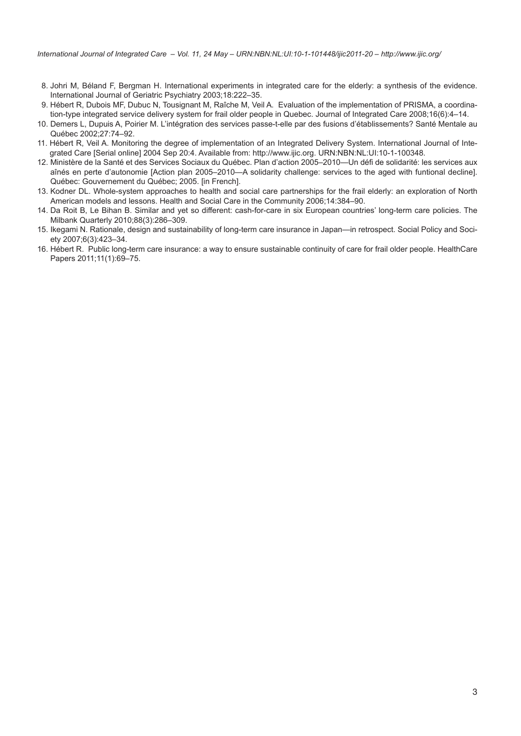8. Johri M, Béland F, Bergman H. International experiments in integrated care for the elderly: a synthesis of the evidence. International Journal of Geriatric Psychiatry 2003;18:222–35.
9. Hébert R, Dubois MF, Dubuc N, Tousignant M, Raîche M, Veil A. Evaluation of the implementation of PRISMA, a coordination-type integrated service delivery system for frail older people in Quebec. Journal of Integrated Care 2008;16(6):4–14.
10. Demers L, Dupuis A, Poirier M. L'intégration des services passe-t-elle par des fusions d'établissements? Santé Mentale au Québec 2002;27:74–92.
11. Hébert R, Veil A. Monitoring the degree of implementation of an Integrated Delivery System. International Journal of Integrated Care [Serial online] 2004 Sep 20:4. Available from: http://www.ijic.org. URN:NBN:NL:UI:10-1-100348.
12. Ministère de la Santé et des Services Sociaux du Québec. Plan d'action 2005–2010—Un défi de solidarité: les services aux aînés en perte d'autonomie [Action plan 2005–2010—A solidarity challenge: services to the aged with funtional decline]. Québec: Gouvernement du Québec; 2005. [in French].
13. Kodner DL. Whole-system approaches to health and social care partnerships for the frail elderly: an exploration of North American models and lessons. Health and Social Care in the Community 2006;14:384–90.
14. Da Roit B, Le Bihan B. Similar and yet so different: cash-for-care in six European countries' long-term care policies. The Milbank Quarterly 2010;88(3):286–309.
15. Ikegami N. Rationale, design and sustainability of long-term care insurance in Japan—in retrospect. Social Policy and Society 2007;6(3):423–34.
16. Hébert R. Public long-term care insurance: a way to ensure sustainable continuity of care for frail older people. HealthCare Papers 2011;11(1):69–75.